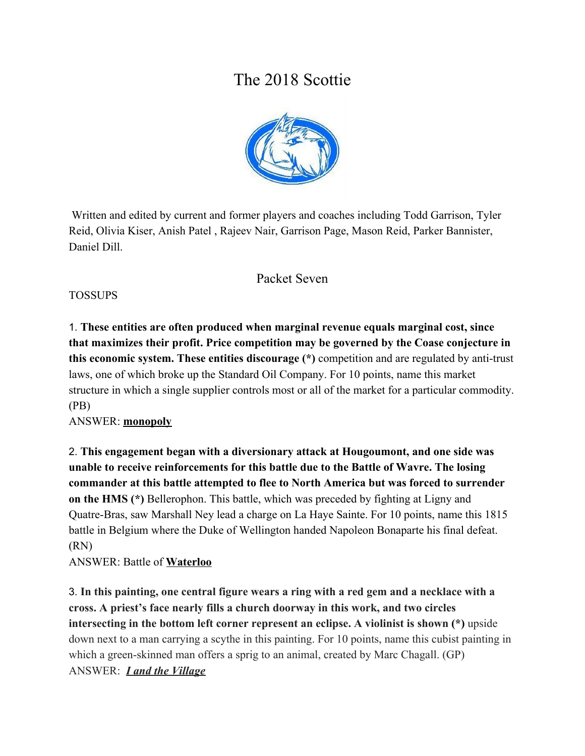# The 2018 Scottie

Written and edited by current and former players and coaches including Todd Garrison, Tyler Reid, Olivia Kiser, Anish Patel , Rajeev Nair, Garrison Page, Mason Reid, Parker Bannister, Daniel Dill.

## Packet Seven

TOSSUPS

1. **These entities are often produced when marginal revenue equals marginal cost, since that maximizes their profit. Price competition may be governed by the Coase conjecture in this economic system. These entities discourage (*)** competition and are regulated by anti-trust laws, one of which broke up the Standard Oil Company. For 10 points, name this market structure in which a single supplier controls most or all of the market for a particular commodity. (PB)
ANSWER: **monopoly**

2. **This engagement began with a diversionary attack at Hougoumont, and one side was unable to receive reinforcements for this battle due to the Battle of Wavre. The losing commander at this battle attempted to flee to North America but was forced to surrender on the HMS (*)** Bellerophon. This battle, which was preceded by fighting at Ligny and Quatre-Bras, saw Marshall Ney lead a charge on La Haye Sainte. For 10 points, name this 1815 battle in Belgium where the Duke of Wellington handed Napoleon Bonaparte his final defeat. (RN)
ANSWER: Battle of **Waterloo**

3. **In this painting, one central figure wears a ring with a red gem and a necklace with a cross. A priest's face nearly fills a church doorway in this work, and two circles intersecting in the bottom left corner represent an eclipse. A violinist is shown (*)** upside down next to a man carrying a scythe in this painting. For 10 points, name this cubist painting in which a green-skinned man offers a sprig to an animal, created by Marc Chagall. (GP)
ANSWER: ***I and the Village***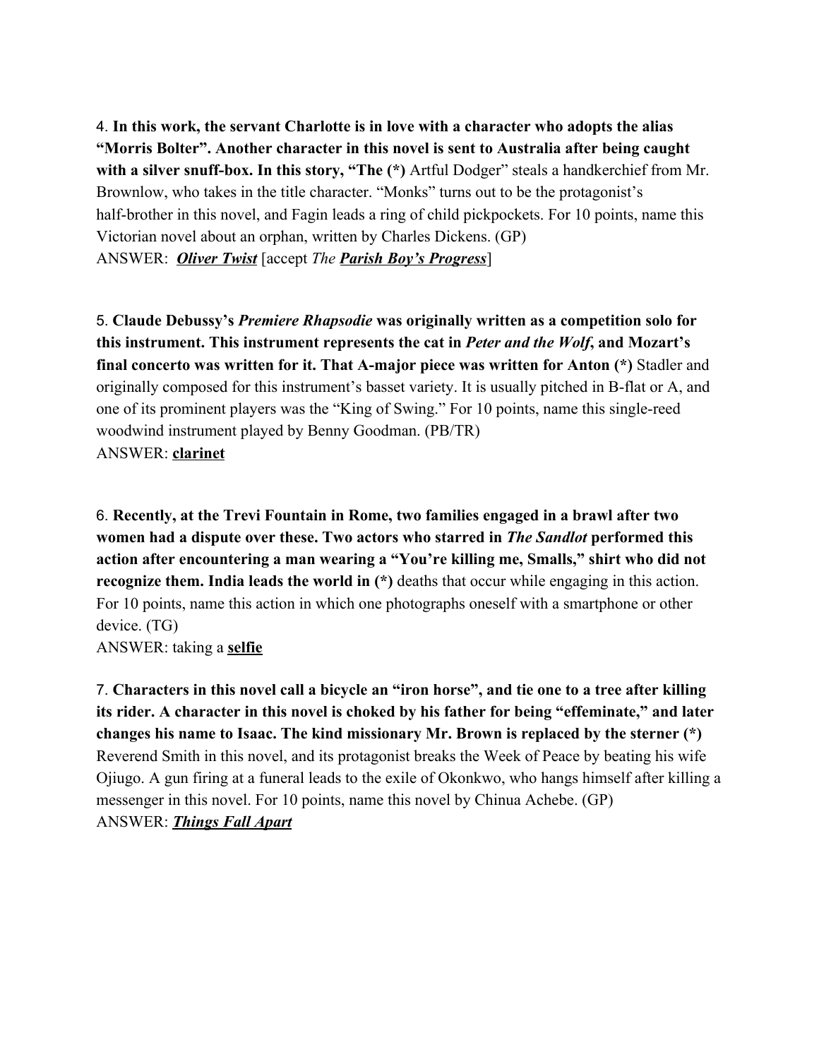4. **In this work, the servant Charlotte is in love with a character who adopts the alias "Morris Bolter". Another character in this novel is sent to Australia after being caught with a silver snuff-box. In this story, "The (*)** Artful Dodger" steals a handkerchief from Mr. Brownlow, who takes in the title character. "Monks" turns out to be the protagonist's half-brother in this novel, and Fagin leads a ring of child pickpockets. For 10 points, name this Victorian novel about an orphan, written by Charles Dickens. (GP)
ANSWER: ***Oliver Twist*** [accept *The* ***Parish Boy's Progress***]

5. **Claude Debussy's *Premiere Rhapsodie* was originally written as a competition solo for this instrument. This instrument represents the cat in *Peter and the Wolf*, and Mozart's final concerto was written for it. That A-major piece was written for Anton (*)** Stadler and originally composed for this instrument's basset variety. It is usually pitched in B-flat or A, and one of its prominent players was the "King of Swing." For 10 points, name this single-reed woodwind instrument played by Benny Goodman. (PB/TR)
ANSWER: **clarinet**

6. **Recently, at the Trevi Fountain in Rome, two families engaged in a brawl after two women had a dispute over these. Two actors who starred in *The Sandlot* performed this action after encountering a man wearing a "You're killing me, Smalls," shirt who did not recognize them. India leads the world in (*)** deaths that occur while engaging in this action. For 10 points, name this action in which one photographs oneself with a smartphone or other device. (TG)
ANSWER: taking a **selfie**

7. **Characters in this novel call a bicycle an "iron horse", and tie one to a tree after killing its rider. A character in this novel is choked by his father for being "effeminate," and later changes his name to Isaac. The kind missionary Mr. Brown is replaced by the sterner (*)** Reverend Smith in this novel, and its protagonist breaks the Week of Peace by beating his wife Ojiugo. A gun firing at a funeral leads to the exile of Okonkwo, who hangs himself after killing a messenger in this novel. For 10 points, name this novel by Chinua Achebe. (GP)
ANSWER: ***Things Fall Apart***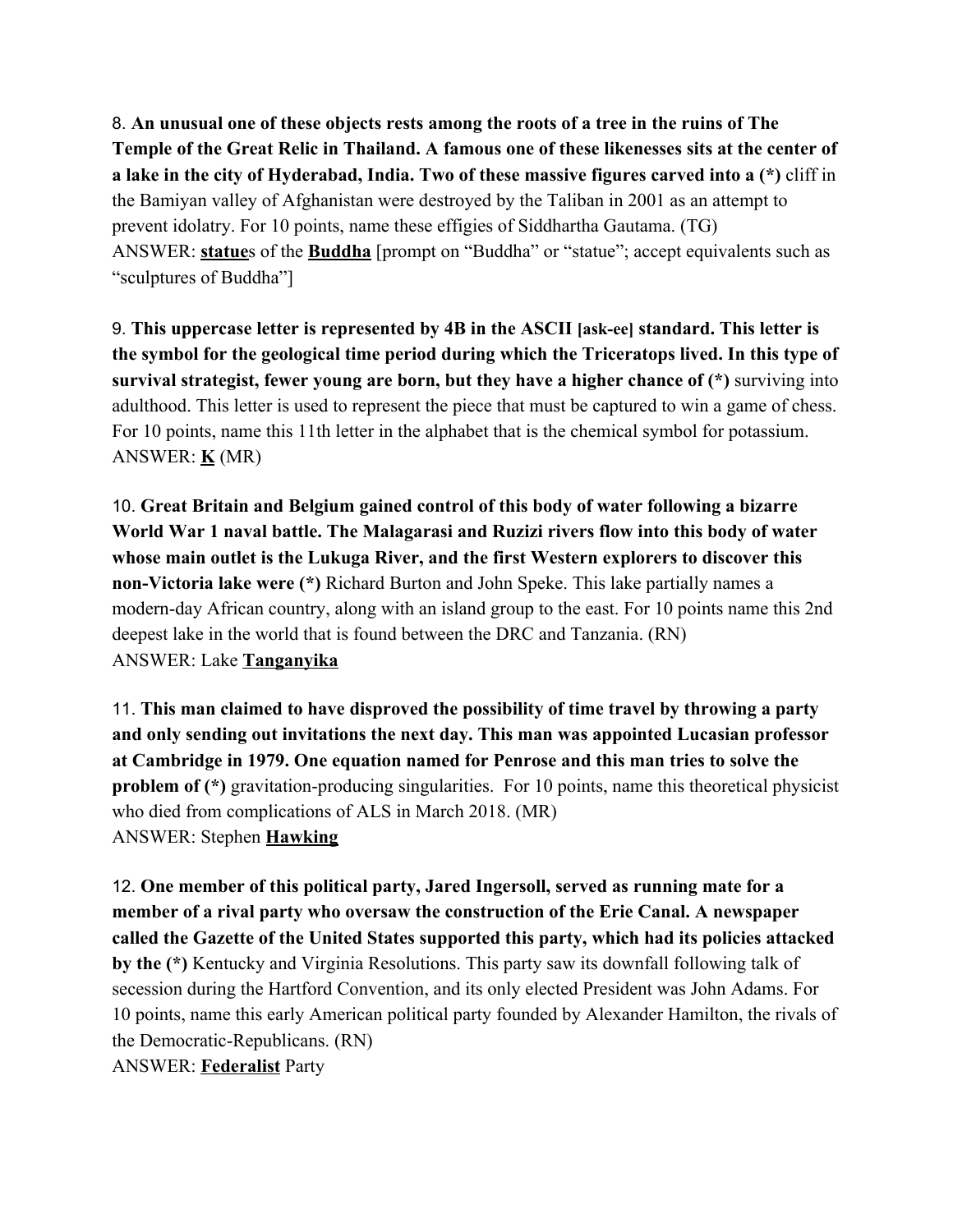8. **An unusual one of these objects rests among the roots of a tree in the ruins of The Temple of the Great Relic in Thailand. A famous one of these likenesses sits at the center of a lake in the city of Hyderabad, India. Two of these massive figures carved into a (*)** cliff in the Bamiyan valley of Afghanistan were destroyed by the Taliban in 2001 as an attempt to prevent idolatry. For 10 points, name these effigies of Siddhartha Gautama. (TG)
ANSWER: **statue**s of the **Buddha** [prompt on "Buddha" or "statue"; accept equivalents such as "sculptures of Buddha"]

9. **This uppercase letter is represented by 4B in the ASCII [ask-ee] standard. This letter is the symbol for the geological time period during which the Triceratops lived. In this type of survival strategist, fewer young are born, but they have a higher chance of (*)** surviving into adulthood. This letter is used to represent the piece that must be captured to win a game of chess. For 10 points, name this 11th letter in the alphabet that is the chemical symbol for potassium.
ANSWER: **K** (MR)

10. **Great Britain and Belgium gained control of this body of water following a bizarre World War 1 naval battle. The Malagarasi and Ruzizi rivers flow into this body of water whose main outlet is the Lukuga River, and the first Western explorers to discover this non-Victoria lake were (*)** Richard Burton and John Speke. This lake partially names a modern-day African country, along with an island group to the east. For 10 points name this 2nd deepest lake in the world that is found between the DRC and Tanzania. (RN)
ANSWER: Lake **Tanganyika**

11. **This man claimed to have disproved the possibility of time travel by throwing a party and only sending out invitations the next day. This man was appointed Lucasian professor at Cambridge in 1979. One equation named for Penrose and this man tries to solve the problem of (*)** gravitation-producing singularities. For 10 points, name this theoretical physicist who died from complications of ALS in March 2018. (MR)
ANSWER: Stephen **Hawking**

12. **One member of this political party, Jared Ingersoll, served as running mate for a member of a rival party who oversaw the construction of the Erie Canal. A newspaper called the Gazette of the United States supported this party, which had its policies attacked by the (*)** Kentucky and Virginia Resolutions. This party saw its downfall following talk of secession during the Hartford Convention, and its only elected President was John Adams. For 10 points, name this early American political party founded by Alexander Hamilton, the rivals of the Democratic-Republicans. (RN)
ANSWER: **Federalist** Party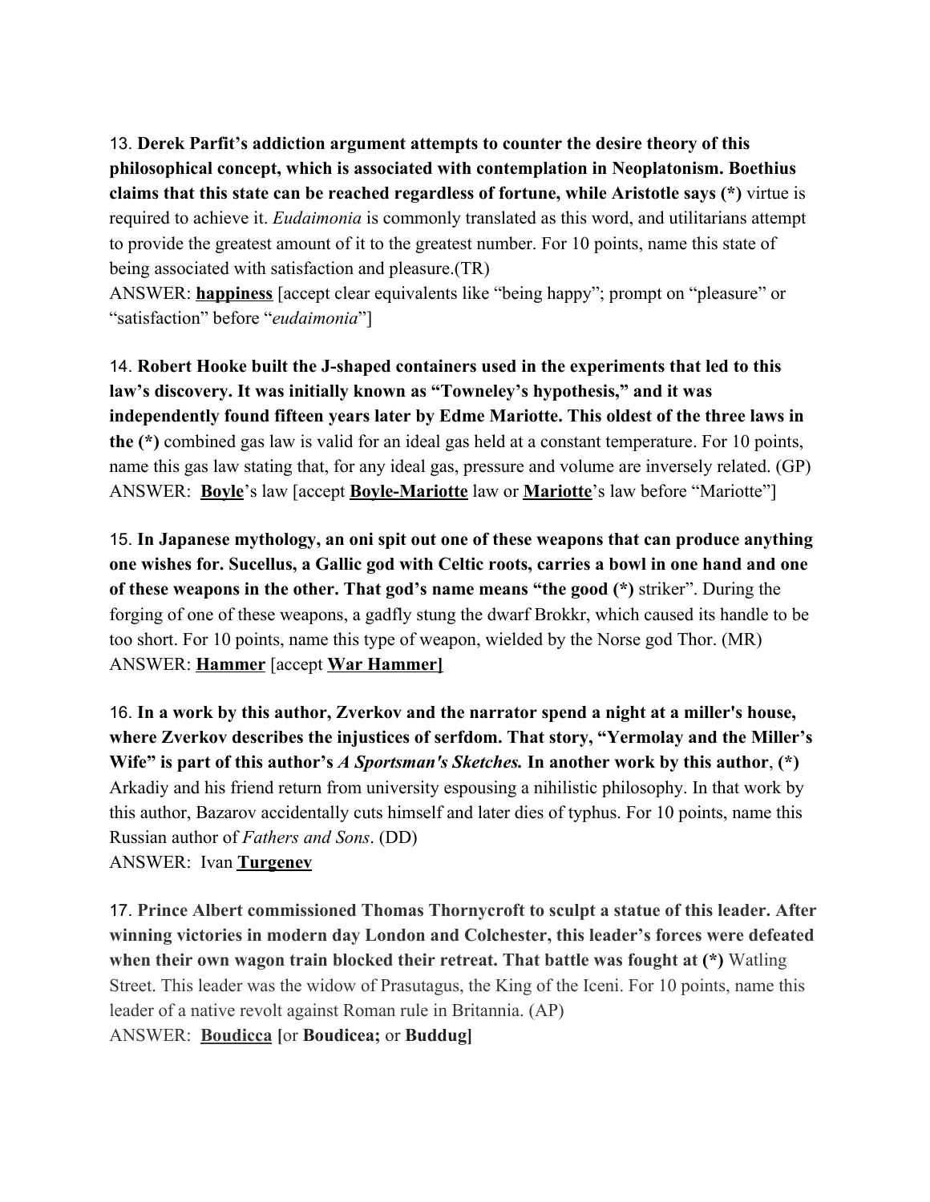13. **Derek Parfit's addiction argument attempts to counter the desire theory of this philosophical concept, which is associated with contemplation in Neoplatonism. Boethius claims that this state can be reached regardless of fortune, while Aristotle says (*)** virtue is required to achieve it. *Eudaimonia* is commonly translated as this word, and utilitarians attempt to provide the greatest amount of it to the greatest number. For 10 points, name this state of being associated with satisfaction and pleasure.(TR)
ANSWER: **happiness** [accept clear equivalents like "being happy"; prompt on "pleasure" or "satisfaction" before "*eudaimonia*"]

14. **Robert Hooke built the J-shaped containers used in the experiments that led to this law's discovery. It was initially known as "Towneley's hypothesis," and it was independently found fifteen years later by Edme Mariotte. This oldest of the three laws in the (*)** combined gas law is valid for an ideal gas held at a constant temperature. For 10 points, name this gas law stating that, for any ideal gas, pressure and volume are inversely related. (GP)
ANSWER: **Boyle**'s law [accept **Boyle-Mariotte** law or **Mariotte**'s law before "Mariotte"]

15. **In Japanese mythology, an oni spit out one of these weapons that can produce anything one wishes for. Sucellus, a Gallic god with Celtic roots, carries a bowl in one hand and one of these weapons in the other. That god's name means "the good (*)** striker". During the forging of one of these weapons, a gadfly stung the dwarf Brokkr, which caused its handle to be too short. For 10 points, name this type of weapon, wielded by the Norse god Thor. (MR)
ANSWER: **Hammer** [accept **War Hammer**]

16. **In a work by this author, Zverkov and the narrator spend a night at a miller's house, where Zverkov describes the injustices of serfdom. That story, "Yermolay and the Miller's Wife" is part of this author's *A Sportsman's Sketches.* In another work by this author, (*)** Arkadiy and his friend return from university espousing a nihilistic philosophy. In that work by this author, Bazarov accidentally cuts himself and later dies of typhus. For 10 points, name this Russian author of *Fathers and Sons*. (DD)
ANSWER: Ivan **Turgenev**

17. **Prince Albert commissioned Thomas Thornycroft to sculpt a statue of this leader. After winning victories in modern day London and Colchester, this leader's forces were defeated when their own wagon train blocked their retreat. That battle was fought at (*)** Watling Street. This leader was the widow of Prasutagus, the King of the Iceni. For 10 points, name this leader of a native revolt against Roman rule in Britannia. (AP)
ANSWER: **Boudicca** [or **Boudicea;** or **Buddug**]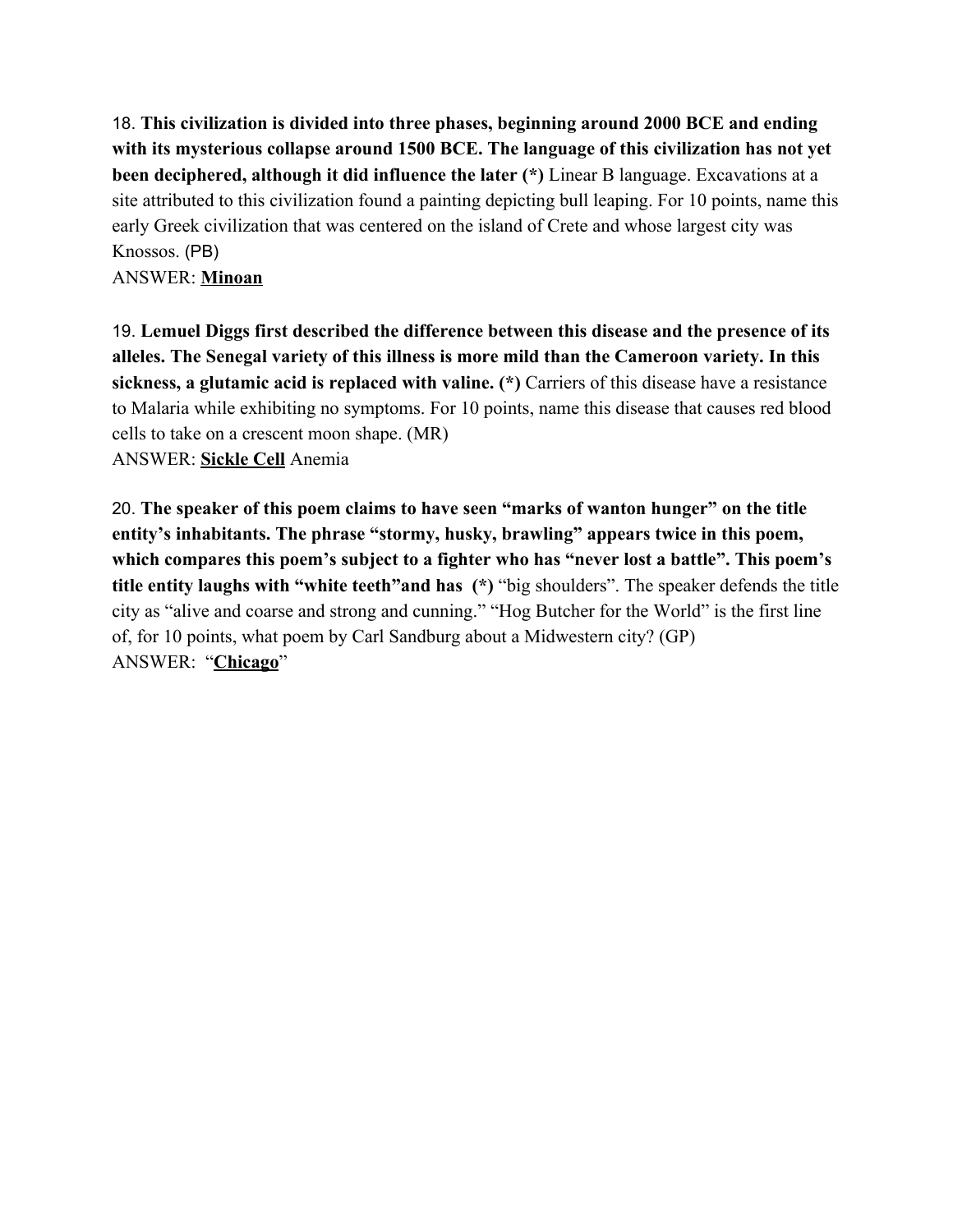18. **This civilization is divided into three phases, beginning around 2000 BCE and ending with its mysterious collapse around 1500 BCE. The language of this civilization has not yet been deciphered, although it did influence the later (*)** Linear B language. Excavations at a site attributed to this civilization found a painting depicting bull leaping. For 10 points, name this early Greek civilization that was centered on the island of Crete and whose largest city was Knossos. (PB)
ANSWER: **<u>Minoan</u>**

19. **Lemuel Diggs first described the difference between this disease and the presence of its alleles. The Senegal variety of this illness is more mild than the Cameroon variety. In this sickness, a glutamic acid is replaced with valine. (*)** Carriers of this disease have a resistance to Malaria while exhibiting no symptoms. For 10 points, name this disease that causes red blood cells to take on a crescent moon shape. (MR)
ANSWER: **<u>Sickle Cell</u>** Anemia

20. **The speaker of this poem claims to have seen "marks of wanton hunger" on the title entity's inhabitants. The phrase "stormy, husky, brawling" appears twice in this poem, which compares this poem's subject to a fighter who has "never lost a battle". This poem's title entity laughs with "white teeth"and has (*)** "big shoulders". The speaker defends the title city as "alive and coarse and strong and cunning." "Hog Butcher for the World" is the first line of, for 10 points, what poem by Carl Sandburg about a Midwestern city? (GP)
ANSWER: "**<u>Chicago</u>**"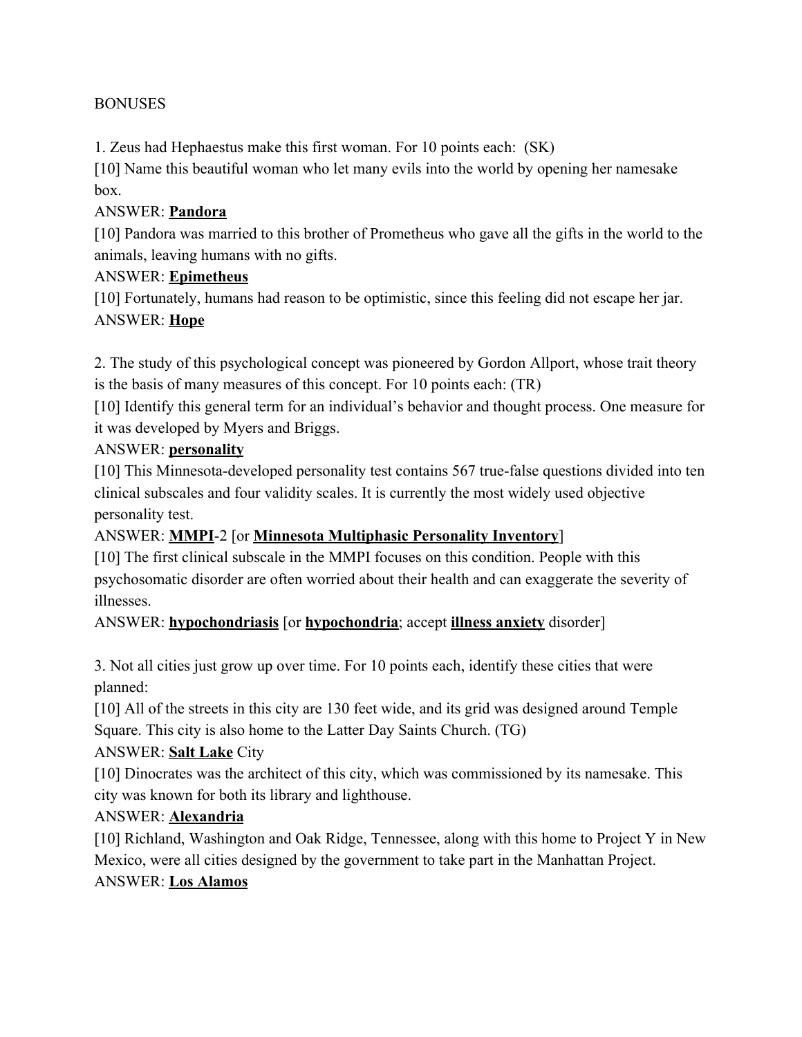BONUSES

1. Zeus had Hephaestus make this first woman. For 10 points each:  (SK)

[10] Name this beautiful woman who let many evils into the world by opening her namesake box.

ANSWER: **<u>Pandora</u>**

[10] Pandora was married to this brother of Prometheus who gave all the gifts in the world to the animals, leaving humans with no gifts.

ANSWER: **<u>Epimetheus</u>**

[10] Fortunately, humans had reason to be optimistic, since this feeling did not escape her jar.

ANSWER: **<u>Hope</u>**

2. The study of this psychological concept was pioneered by Gordon Allport, whose trait theory is the basis of many measures of this concept. For 10 points each: (TR)

[10] Identify this general term for an individual's behavior and thought process. One measure for it was developed by Myers and Briggs.

ANSWER: **<u>personality</u>**

[10] This Minnesota-developed personality test contains 567 true-false questions divided into ten clinical subscales and four validity scales. It is currently the most widely used objective personality test.

ANSWER: **<u>MMPI</u>**-2 [or **<u>Minnesota Multiphasic Personality Inventory</u>**]

[10] The first clinical subscale in the MMPI focuses on this condition. People with this psychosomatic disorder are often worried about their health and can exaggerate the severity of illnesses.

ANSWER: **<u>hypochondriasis</u>** [or **<u>hypochondria</u>**; accept **<u>illness anxiety</u>** disorder]

3. Not all cities just grow up over time. For 10 points each, identify these cities that were planned:

[10] All of the streets in this city are 130 feet wide, and its grid was designed around Temple Square. This city is also home to the Latter Day Saints Church. (TG)

ANSWER: **<u>Salt Lake</u>** City

[10] Dinocrates was the architect of this city, which was commissioned by its namesake. This city was known for both its library and lighthouse.

ANSWER: **<u>Alexandria</u>**

[10] Richland, Washington and Oak Ridge, Tennessee, along with this home to Project Y in New Mexico, were all cities designed by the government to take part in the Manhattan Project.

ANSWER: **<u>Los Alamos</u>**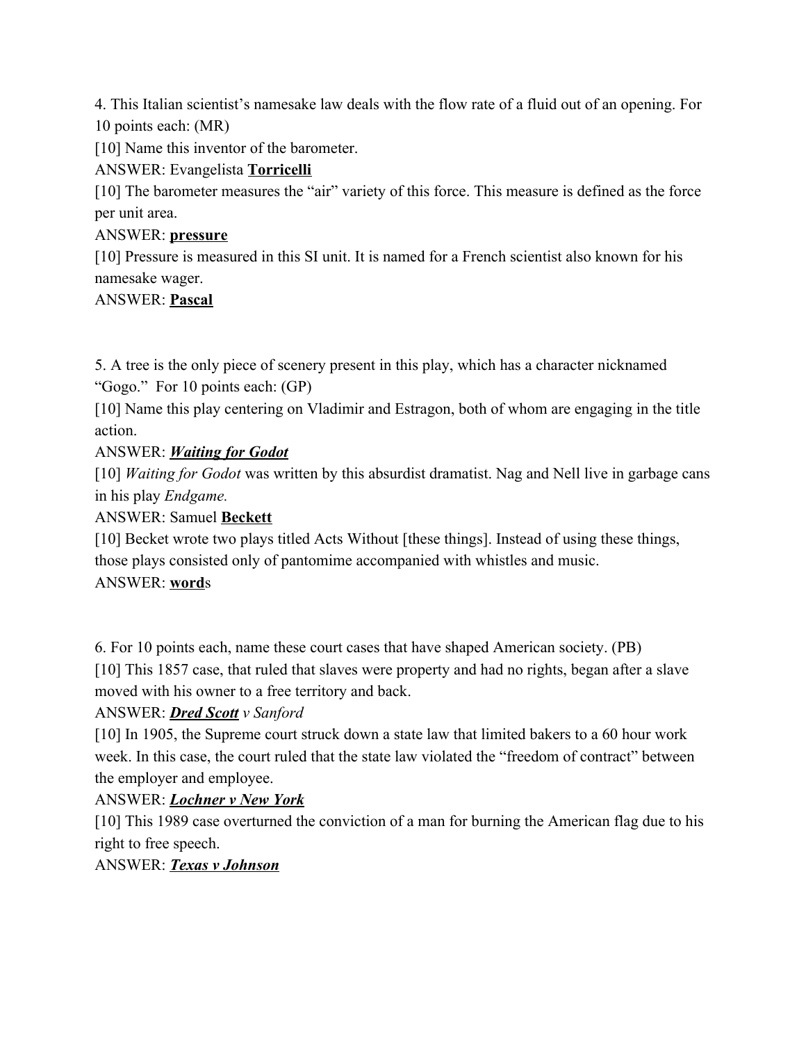4. This Italian scientist's namesake law deals with the flow rate of a fluid out of an opening. For 10 points each: (MR)

[10] Name this inventor of the barometer.

ANSWER: Evangelista **<u>Torricelli</u>**

[10] The barometer measures the "air" variety of this force. This measure is defined as the force per unit area.

ANSWER: **<u>pressure</u>**

[10] Pressure is measured in this SI unit. It is named for a French scientist also known for his namesake wager.

ANSWER: **<u>Pascal</u>**

5. A tree is the only piece of scenery present in this play, which has a character nicknamed "Gogo." For 10 points each: (GP)

[10] Name this play centering on Vladimir and Estragon, both of whom are engaging in the title action.

ANSWER: ***<u>Waiting for Godot</u>***

[10] *Waiting for Godot* was written by this absurdist dramatist. Nag and Nell live in garbage cans in his play *Endgame.*

ANSWER: Samuel **<u>Beckett</u>**

[10] Becket wrote two plays titled Acts Without [these things]. Instead of using these things, those plays consisted only of pantomime accompanied with whistles and music.

ANSWER: **<u>word</u>**s

6. For 10 points each, name these court cases that have shaped American society. (PB)

[10] This 1857 case, that ruled that slaves were property and had no rights, began after a slave moved with his owner to a free territory and back.

ANSWER: ***<u>Dred Scott</u>*** *v Sanford*

[10] In 1905, the Supreme court struck down a state law that limited bakers to a 60 hour work week. In this case, the court ruled that the state law violated the "freedom of contract" between the employer and employee.

ANSWER: ***<u>Lochner v New York</u>***

[10] This 1989 case overturned the conviction of a man for burning the American flag due to his right to free speech.

ANSWER: ***<u>Texas v Johnson</u>***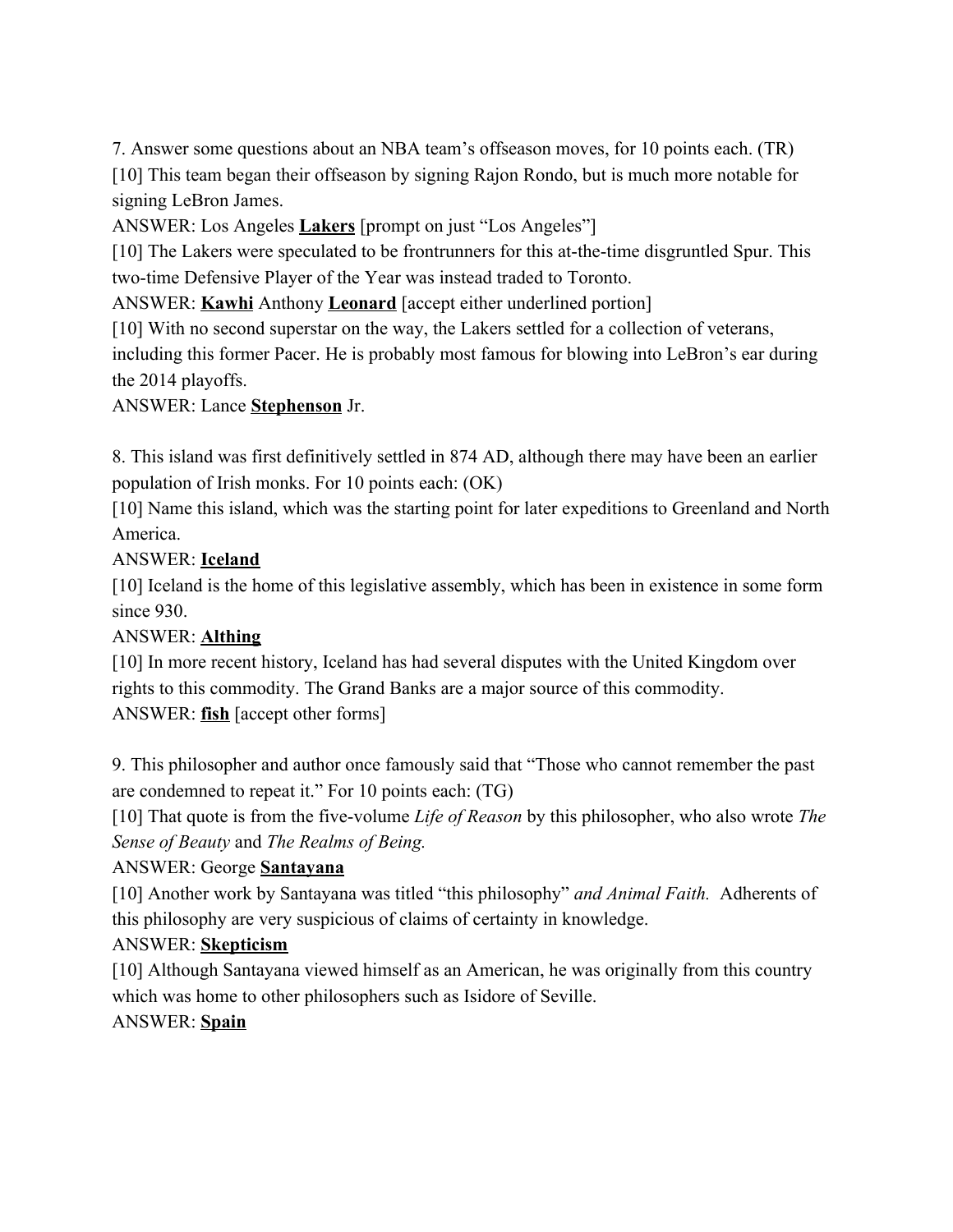7. Answer some questions about an NBA team's offseason moves, for 10 points each. (TR)

[10] This team began their offseason by signing Rajon Rondo, but is much more notable for signing LeBron James.

ANSWER: Los Angeles **Lakers** [prompt on just "Los Angeles"]

[10] The Lakers were speculated to be frontrunners for this at-the-time disgruntled Spur. This two-time Defensive Player of the Year was instead traded to Toronto.

ANSWER: **Kawhi** Anthony **Leonard** [accept either underlined portion]

[10] With no second superstar on the way, the Lakers settled for a collection of veterans, including this former Pacer. He is probably most famous for blowing into LeBron's ear during the 2014 playoffs.

ANSWER: Lance **Stephenson** Jr.

8. This island was first definitively settled in 874 AD, although there may have been an earlier population of Irish monks. For 10 points each: (OK)

[10] Name this island, which was the starting point for later expeditions to Greenland and North America.

ANSWER: **Iceland**

[10] Iceland is the home of this legislative assembly, which has been in existence in some form since 930.

ANSWER: **Althing**

[10] In more recent history, Iceland has had several disputes with the United Kingdom over rights to this commodity. The Grand Banks are a major source of this commodity.

ANSWER: **fish** [accept other forms]

9. This philosopher and author once famously said that "Those who cannot remember the past are condemned to repeat it." For 10 points each: (TG)

[10] That quote is from the five-volume *Life of Reason* by this philosopher, who also wrote *The Sense of Beauty* and *The Realms of Being.*

ANSWER: George **Santayana**

[10] Another work by Santayana was titled "this philosophy" *and Animal Faith.* Adherents of this philosophy are very suspicious of claims of certainty in knowledge.

ANSWER: **Skepticism**

[10] Although Santayana viewed himself as an American, he was originally from this country which was home to other philosophers such as Isidore of Seville.

ANSWER: **Spain**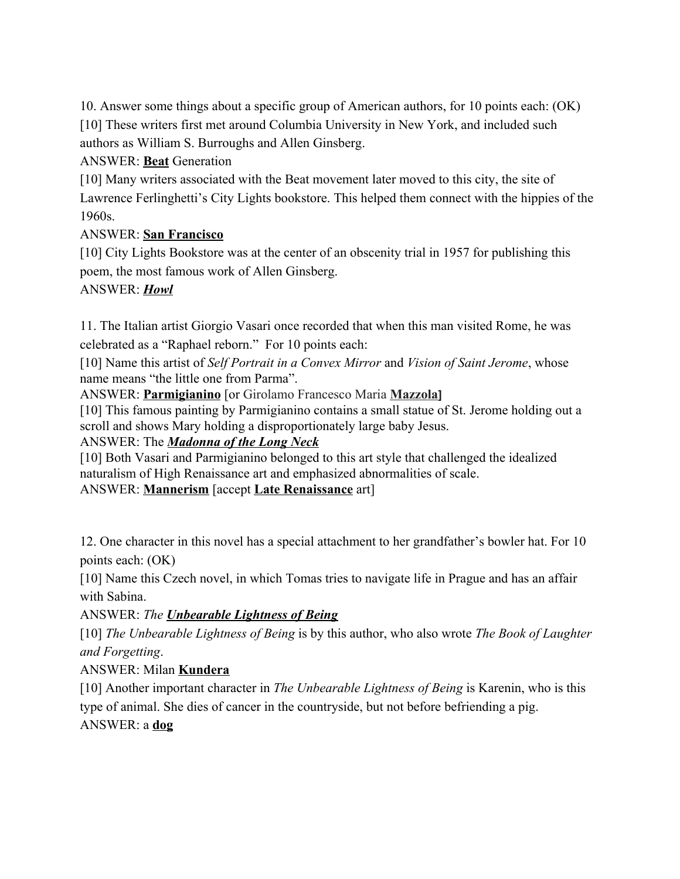10. Answer some things about a specific group of American authors, for 10 points each: (OK)

[10] These writers first met around Columbia University in New York, and included such authors as William S. Burroughs and Allen Ginsberg.

ANSWER: **Beat** Generation

[10] Many writers associated with the Beat movement later moved to this city, the site of Lawrence Ferlinghetti's City Lights bookstore. This helped them connect with the hippies of the 1960s.

ANSWER: **San Francisco**

[10] City Lights Bookstore was at the center of an obscenity trial in 1957 for publishing this poem, the most famous work of Allen Ginsberg.

ANSWER: ***Howl***

11. The Italian artist Giorgio Vasari once recorded that when this man visited Rome, he was celebrated as a "Raphael reborn." For 10 points each:

[10] Name this artist of *Self Portrait in a Convex Mirror* and *Vision of Saint Jerome*, whose name means "the little one from Parma".

ANSWER: **Parmigianino** [or Girolamo Francesco Maria **Mazzola**]

[10] This famous painting by Parmigianino contains a small statue of St. Jerome holding out a scroll and shows Mary holding a disproportionately large baby Jesus.

ANSWER: The ***Madonna of the Long Neck***

[10] Both Vasari and Parmigianino belonged to this art style that challenged the idealized naturalism of High Renaissance art and emphasized abnormalities of scale.

ANSWER: **Mannerism** [accept **Late Renaissance** art]

12. One character in this novel has a special attachment to her grandfather's bowler hat. For 10 points each: (OK)

[10] Name this Czech novel, in which Tomas tries to navigate life in Prague and has an affair with Sabina.

ANSWER: *The* ***Unbearable Lightness of Being***

[10] *The Unbearable Lightness of Being* is by this author, who also wrote *The Book of Laughter and Forgetting*.

ANSWER: Milan **Kundera**

[10] Another important character in *The Unbearable Lightness of Being* is Karenin, who is this type of animal. She dies of cancer in the countryside, but not before befriending a pig.

ANSWER: a **dog**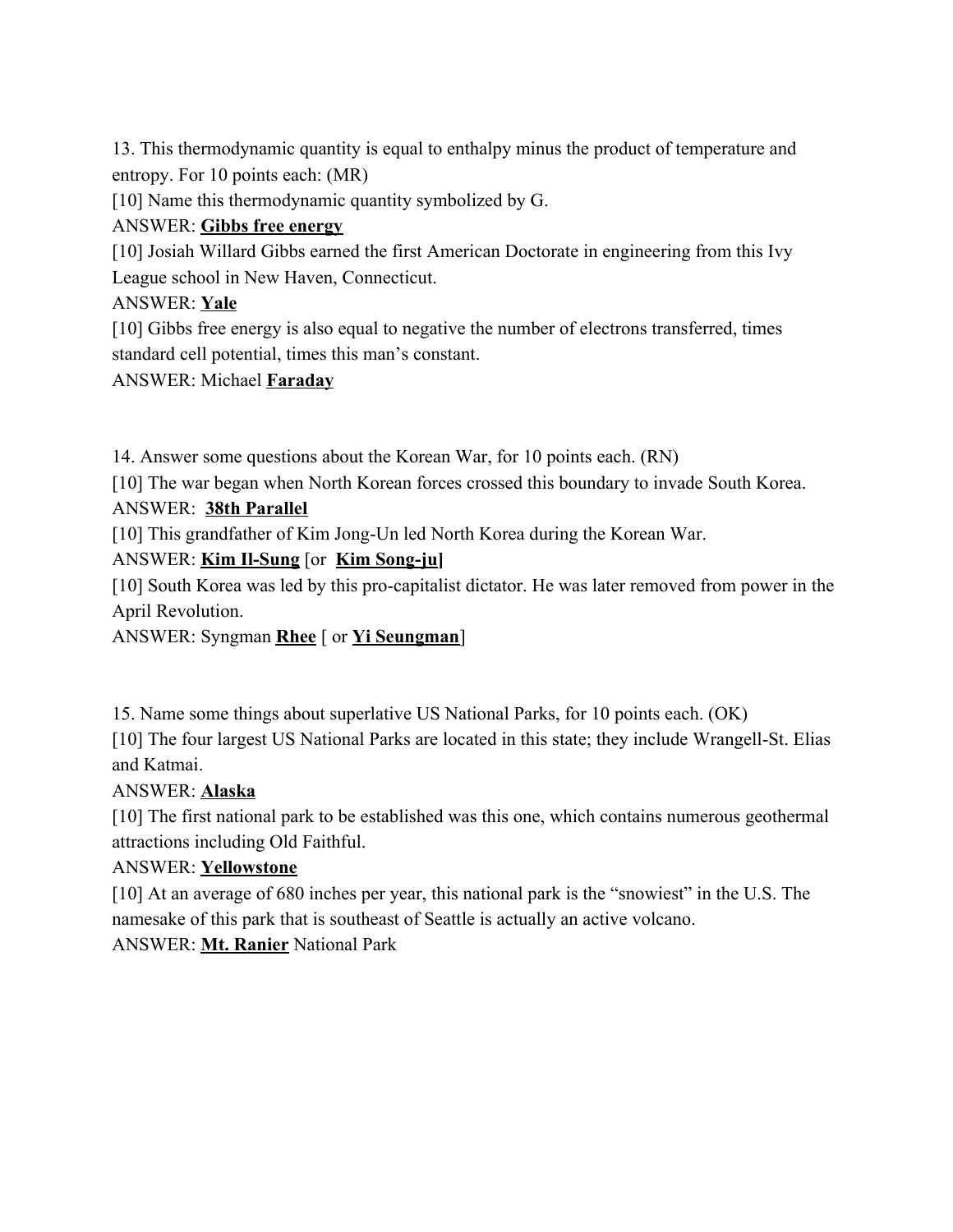13. This thermodynamic quantity is equal to enthalpy minus the product of temperature and entropy. For 10 points each: (MR)

[10] Name this thermodynamic quantity symbolized by G.

ANSWER: **Gibbs free energy**

[10] Josiah Willard Gibbs earned the first American Doctorate in engineering from this Ivy League school in New Haven, Connecticut.

ANSWER: **Yale**

[10] Gibbs free energy is also equal to negative the number of electrons transferred, times standard cell potential, times this man's constant.

ANSWER: Michael **Faraday**

14. Answer some questions about the Korean War, for 10 points each. (RN)

[10] The war began when North Korean forces crossed this boundary to invade South Korea.

ANSWER: **38th Parallel**

[10] This grandfather of Kim Jong-Un led North Korea during the Korean War.

ANSWER: **Kim Il-Sung** [or **Kim Song-ju**]

[10] South Korea was led by this pro-capitalist dictator. He was later removed from power in the April Revolution.

ANSWER: Syngman **Rhee** [ or **Yi Seungman**]

15. Name some things about superlative US National Parks, for 10 points each. (OK)

[10] The four largest US National Parks are located in this state; they include Wrangell-St. Elias and Katmai.

ANSWER: **Alaska**

[10] The first national park to be established was this one, which contains numerous geothermal attractions including Old Faithful.

ANSWER: **Yellowstone**

[10] At an average of 680 inches per year, this national park is the "snowiest" in the U.S. The namesake of this park that is southeast of Seattle is actually an active volcano.

ANSWER: **Mt. Ranier** National Park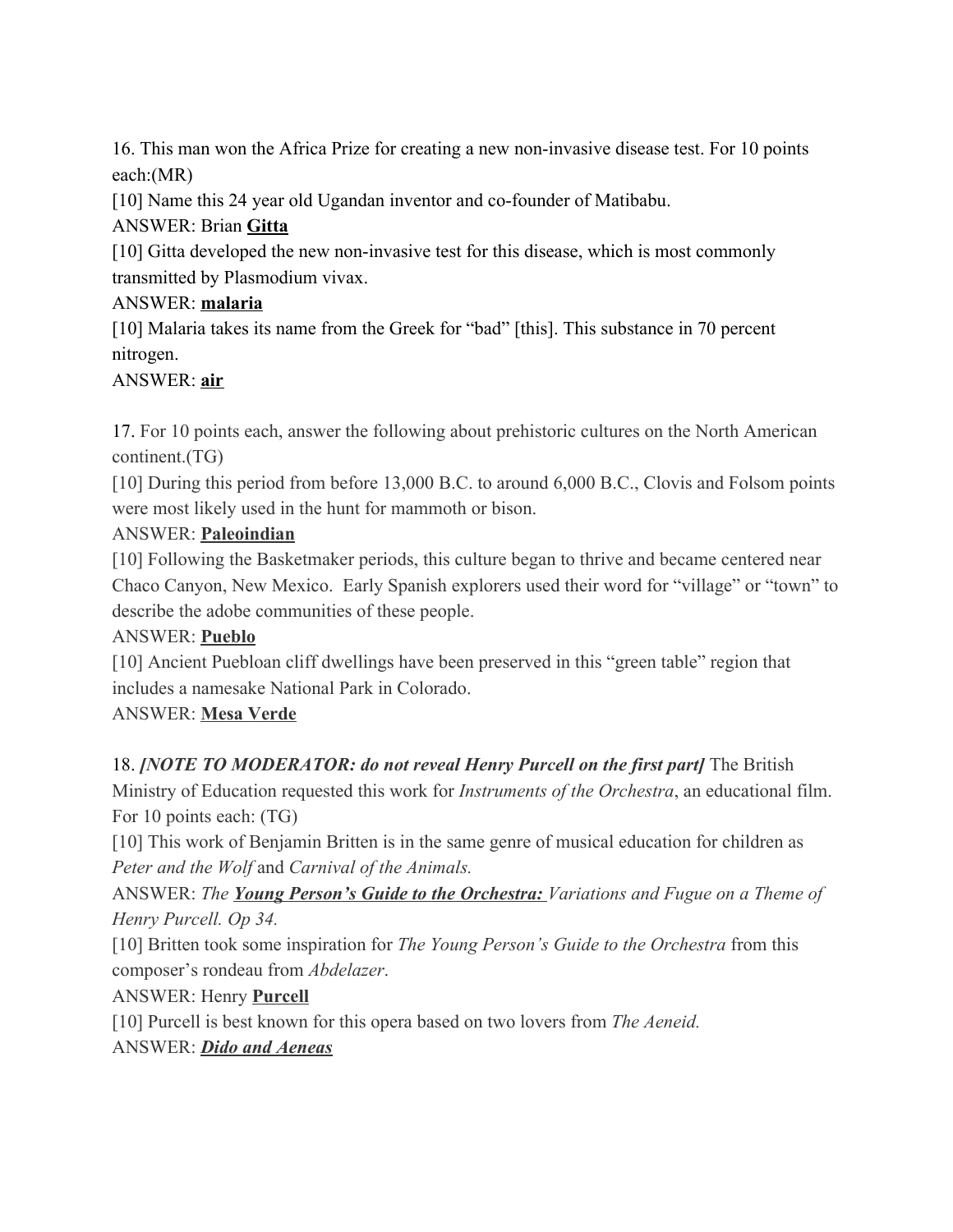16. This man won the Africa Prize for creating a new non-invasive disease test. For 10 points each:(MR)

[10] Name this 24 year old Ugandan inventor and co-founder of Matibabu.

ANSWER: Brian **Gitta**

[10] Gitta developed the new non-invasive test for this disease, which is most commonly transmitted by Plasmodium vivax.

ANSWER: **malaria**

[10] Malaria takes its name from the Greek for "bad" [this]. This substance in 70 percent nitrogen.

ANSWER: **air**

17. For 10 points each, answer the following about prehistoric cultures on the North American continent.(TG)

[10] During this period from before 13,000 B.C. to around 6,000 B.C., Clovis and Folsom points were most likely used in the hunt for mammoth or bison.

ANSWER: **Paleoindian**

[10] Following the Basketmaker periods, this culture began to thrive and became centered near Chaco Canyon, New Mexico. Early Spanish explorers used their word for "village" or "town" to describe the adobe communities of these people.

ANSWER: **Pueblo**

[10] Ancient Puebloan cliff dwellings have been preserved in this "green table" region that includes a namesake National Park in Colorado.

ANSWER: **Mesa Verde**

18. ***[NOTE TO MODERATOR: do not reveal Henry Purcell on the first part]*** The British Ministry of Education requested this work for *Instruments of the Orchestra*, an educational film. For 10 points each: (TG)

[10] This work of Benjamin Britten is in the same genre of musical education for children as *Peter and the Wolf* and *Carnival of the Animals.*

ANSWER: *The **Young Person's Guide to the Orchestra:** Variations and Fugue on a Theme of Henry Purcell. Op 34.*

[10] Britten took some inspiration for *The Young Person's Guide to the Orchestra* from this composer's rondeau from *Abdelazer*.

ANSWER: Henry **Purcell**

[10] Purcell is best known for this opera based on two lovers from *The Aeneid.*

ANSWER: ***Dido and Aeneas***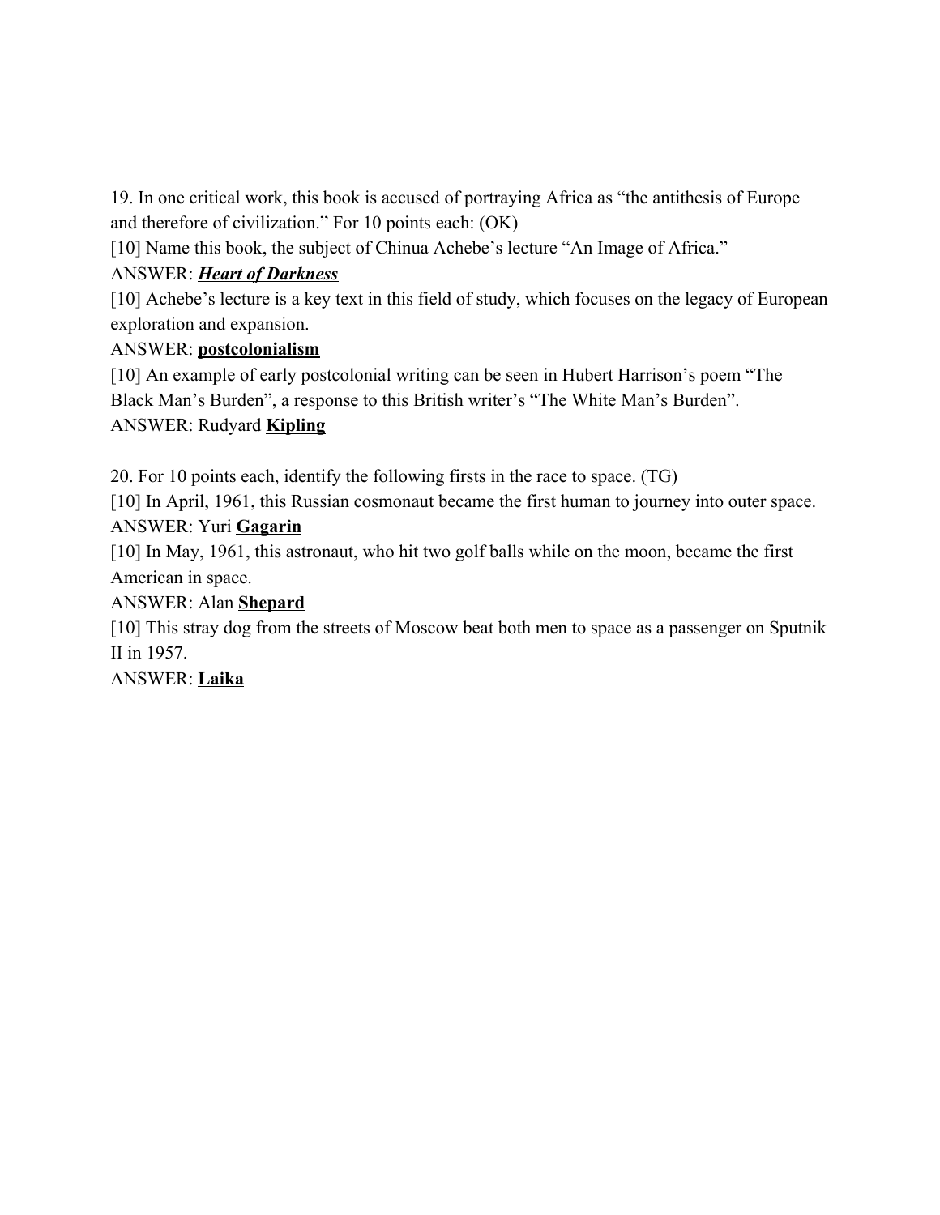19. In one critical work, this book is accused of portraying Africa as "the antithesis of Europe and therefore of civilization." For 10 points each: (OK)

[10] Name this book, the subject of Chinua Achebe's lecture "An Image of Africa."

ANSWER: ***Heart of Darkness***

[10] Achebe's lecture is a key text in this field of study, which focuses on the legacy of European exploration and expansion.

ANSWER: **postcolonialism**

[10] An example of early postcolonial writing can be seen in Hubert Harrison's poem "The Black Man's Burden", a response to this British writer's "The White Man's Burden".

ANSWER: Rudyard **Kipling**

20. For 10 points each, identify the following firsts in the race to space. (TG)

[10] In April, 1961, this Russian cosmonaut became the first human to journey into outer space.

ANSWER: Yuri **Gagarin**

[10] In May, 1961, this astronaut, who hit two golf balls while on the moon, became the first American in space.

ANSWER: Alan **Shepard**

[10] This stray dog from the streets of Moscow beat both men to space as a passenger on Sputnik II in 1957.

ANSWER: **Laika**